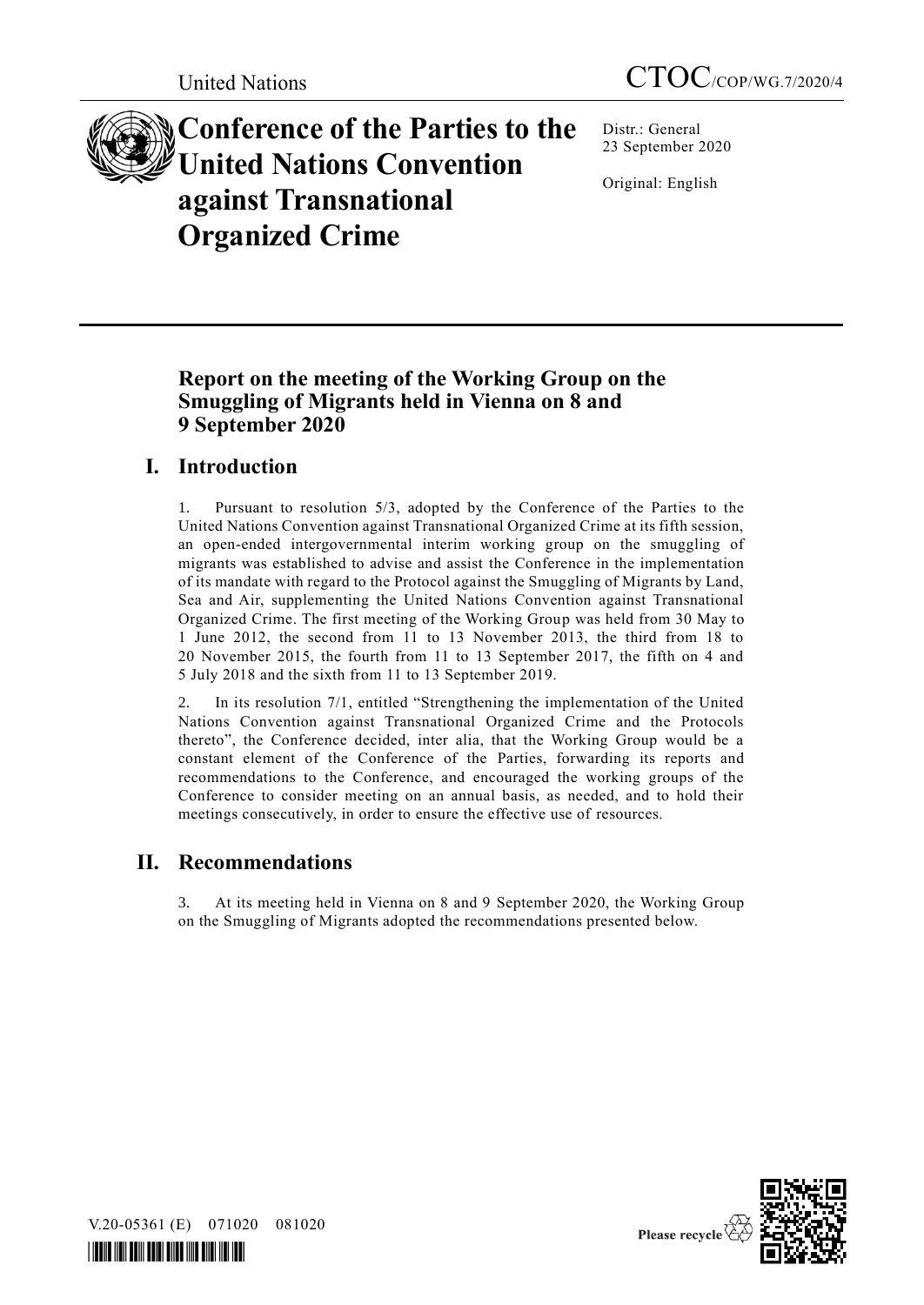United Nations

CTOC/COP/WG.7/2020/4

# Conference of the Parties to the United Nations Convention against Transnational Organized Crime

Distr.: General
23 September 2020

Original: English

## Report on the meeting of the Working Group on the Smuggling of Migrants held in Vienna on 8 and 9 September 2020

## I. Introduction

1. Pursuant to resolution 5/3, adopted by the Conference of the Parties to the United Nations Convention against Transnational Organized Crime at its fifth session, an open-ended intergovernmental interim working group on the smuggling of migrants was established to advise and assist the Conference in the implementation of its mandate with regard to the Protocol against the Smuggling of Migrants by Land, Sea and Air, supplementing the United Nations Convention against Transnational Organized Crime. The first meeting of the Working Group was held from 30 May to 1 June 2012, the second from 11 to 13 November 2013, the third from 18 to 20 November 2015, the fourth from 11 to 13 September 2017, the fifth on 4 and 5 July 2018 and the sixth from 11 to 13 September 2019.

2. In its resolution 7/1, entitled "Strengthening the implementation of the United Nations Convention against Transnational Organized Crime and the Protocols thereto", the Conference decided, inter alia, that the Working Group would be a constant element of the Conference of the Parties, forwarding its reports and recommendations to the Conference, and encouraged the working groups of the Conference to consider meeting on an annual basis, as needed, and to hold their meetings consecutively, in order to ensure the effective use of resources.

## II. Recommendations

3. At its meeting held in Vienna on 8 and 9 September 2020, the Working Group on the Smuggling of Migrants adopted the recommendations presented below.

V.20-05361 (E) 071020 081020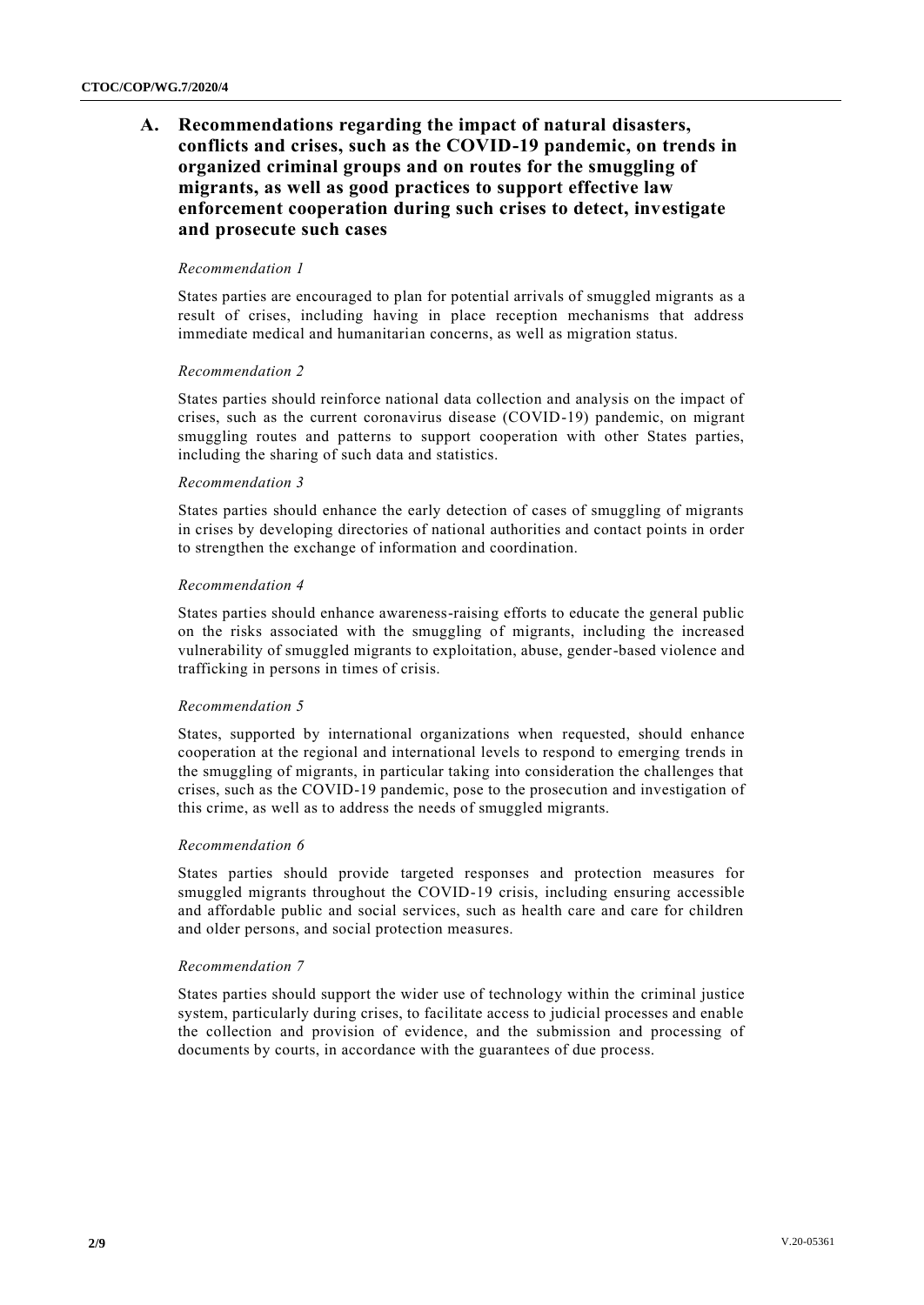## A. Recommendations regarding the impact of natural disasters, conflicts and crises, such as the COVID-19 pandemic, on trends in organized criminal groups and on routes for the smuggling of migrants, as well as good practices to support effective law enforcement cooperation during such crises to detect, investigate and prosecute such cases

*Recommendation 1*

States parties are encouraged to plan for potential arrivals of smuggled migrants as a result of crises, including having in place reception mechanisms that address immediate medical and humanitarian concerns, as well as migration status.

*Recommendation 2*

States parties should reinforce national data collection and analysis on the impact of crises, such as the current coronavirus disease (COVID-19) pandemic, on migrant smuggling routes and patterns to support cooperation with other States parties, including the sharing of such data and statistics.

*Recommendation 3*

States parties should enhance the early detection of cases of smuggling of migrants in crises by developing directories of national authorities and contact points in order to strengthen the exchange of information and coordination.

*Recommendation 4*

States parties should enhance awareness-raising efforts to educate the general public on the risks associated with the smuggling of migrants, including the increased vulnerability of smuggled migrants to exploitation, abuse, gender-based violence and trafficking in persons in times of crisis.

*Recommendation 5*

States, supported by international organizations when requested, should enhance cooperation at the regional and international levels to respond to emerging trends in the smuggling of migrants, in particular taking into consideration the challenges that crises, such as the COVID-19 pandemic, pose to the prosecution and investigation of this crime, as well as to address the needs of smuggled migrants.

*Recommendation 6*

States parties should provide targeted responses and protection measures for smuggled migrants throughout the COVID-19 crisis, including ensuring accessible and affordable public and social services, such as health care and care for children and older persons, and social protection measures.

*Recommendation 7*

States parties should support the wider use of technology within the criminal justice system, particularly during crises, to facilitate access to judicial processes and enable the collection and provision of evidence, and the submission and processing of documents by courts, in accordance with the guarantees of due process.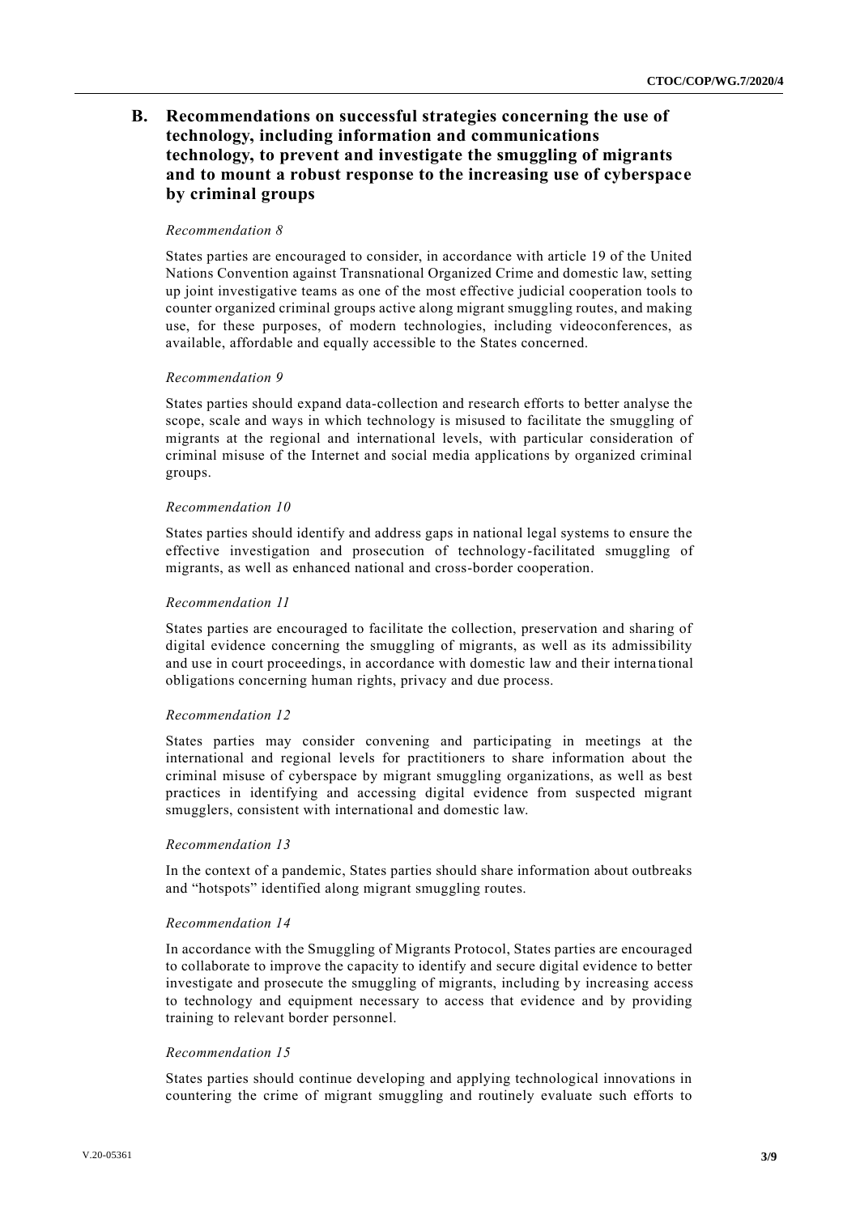## B. Recommendations on successful strategies concerning the use of technology, including information and communications technology, to prevent and investigate the smuggling of migrants and to mount a robust response to the increasing use of cyberspace by criminal groups

*Recommendation 8*

States parties are encouraged to consider, in accordance with article 19 of the United Nations Convention against Transnational Organized Crime and domestic law, setting up joint investigative teams as one of the most effective judicial cooperation tools to counter organized criminal groups active along migrant smuggling routes, and making use, for these purposes, of modern technologies, including videoconferences, as available, affordable and equally accessible to the States concerned.

*Recommendation 9*

States parties should expand data-collection and research efforts to better analyse the scope, scale and ways in which technology is misused to facilitate the smuggling of migrants at the regional and international levels, with particular consideration of criminal misuse of the Internet and social media applications by organized criminal groups.

*Recommendation 10*

States parties should identify and address gaps in national legal systems to ensure the effective investigation and prosecution of technology-facilitated smuggling of migrants, as well as enhanced national and cross-border cooperation.

*Recommendation 11*

States parties are encouraged to facilitate the collection, preservation and sharing of digital evidence concerning the smuggling of migrants, as well as its admissibility and use in court proceedings, in accordance with domestic law and their international obligations concerning human rights, privacy and due process.

*Recommendation 12*

States parties may consider convening and participating in meetings at the international and regional levels for practitioners to share information about the criminal misuse of cyberspace by migrant smuggling organizations, as well as best practices in identifying and accessing digital evidence from suspected migrant smugglers, consistent with international and domestic law.

*Recommendation 13*

In the context of a pandemic, States parties should share information about outbreaks and "hotspots" identified along migrant smuggling routes.

*Recommendation 14*

In accordance with the Smuggling of Migrants Protocol, States parties are encouraged to collaborate to improve the capacity to identify and secure digital evidence to better investigate and prosecute the smuggling of migrants, including by increasing access to technology and equipment necessary to access that evidence and by providing training to relevant border personnel.

*Recommendation 15*

States parties should continue developing and applying technological innovations in countering the crime of migrant smuggling and routinely evaluate such efforts to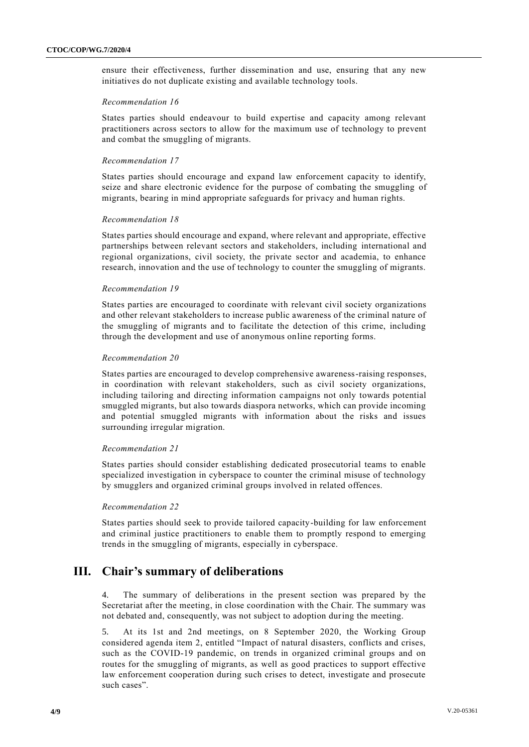ensure their effectiveness, further dissemination and use, ensuring that any new initiatives do not duplicate existing and available technology tools.

*Recommendation 16*

States parties should endeavour to build expertise and capacity among relevant practitioners across sectors to allow for the maximum use of technology to prevent and combat the smuggling of migrants.

*Recommendation 17*

States parties should encourage and expand law enforcement capacity to identify, seize and share electronic evidence for the purpose of combating the smuggling of migrants, bearing in mind appropriate safeguards for privacy and human rights.

*Recommendation 18*

States parties should encourage and expand, where relevant and appropriate, effective partnerships between relevant sectors and stakeholders, including international and regional organizations, civil society, the private sector and academia, to enhance research, innovation and the use of technology to counter the smuggling of migrants.

*Recommendation 19*

States parties are encouraged to coordinate with relevant civil society organizations and other relevant stakeholders to increase public awareness of the criminal nature of the smuggling of migrants and to facilitate the detection of this crime, including through the development and use of anonymous online reporting forms.

*Recommendation 20*

States parties are encouraged to develop comprehensive awareness-raising responses, in coordination with relevant stakeholders, such as civil society organizations, including tailoring and directing information campaigns not only towards potential smuggled migrants, but also towards diaspora networks, which can provide incoming and potential smuggled migrants with information about the risks and issues surrounding irregular migration.

*Recommendation 21*

States parties should consider establishing dedicated prosecutorial teams to enable specialized investigation in cyberspace to counter the criminal misuse of technology by smugglers and organized criminal groups involved in related offences.

*Recommendation 22*

States parties should seek to provide tailored capacity-building for law enforcement and criminal justice practitioners to enable them to promptly respond to emerging trends in the smuggling of migrants, especially in cyberspace.

## III. Chair's summary of deliberations

4. The summary of deliberations in the present section was prepared by the Secretariat after the meeting, in close coordination with the Chair. The summary was not debated and, consequently, was not subject to adoption during the meeting.

5. At its 1st and 2nd meetings, on 8 September 2020, the Working Group considered agenda item 2, entitled "Impact of natural disasters, conflicts and crises, such as the COVID-19 pandemic, on trends in organized criminal groups and on routes for the smuggling of migrants, as well as good practices to support effective law enforcement cooperation during such crises to detect, investigate and prosecute such cases".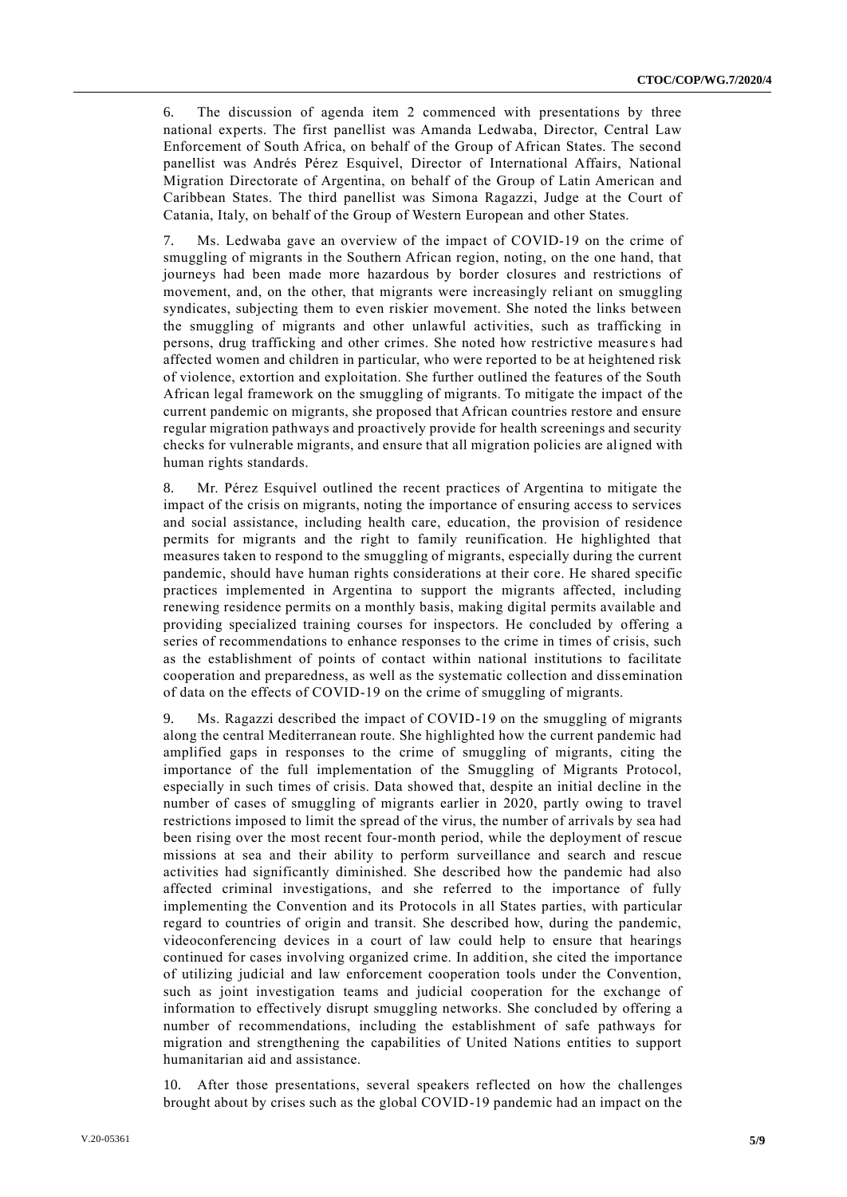6. The discussion of agenda item 2 commenced with presentations by three national experts. The first panellist was Amanda Ledwaba, Director, Central Law Enforcement of South Africa, on behalf of the Group of African States. The second panellist was Andrés Pérez Esquivel, Director of International Affairs, National Migration Directorate of Argentina, on behalf of the Group of Latin American and Caribbean States. The third panellist was Simona Ragazzi, Judge at the Court of Catania, Italy, on behalf of the Group of Western European and other States.

7. Ms. Ledwaba gave an overview of the impact of COVID-19 on the crime of smuggling of migrants in the Southern African region, noting, on the one hand, that journeys had been made more hazardous by border closures and restrictions of movement, and, on the other, that migrants were increasingly reliant on smuggling syndicates, subjecting them to even riskier movement. She noted the links between the smuggling of migrants and other unlawful activities, such as trafficking in persons, drug trafficking and other crimes. She noted how restrictive measures had affected women and children in particular, who were reported to be at heightened risk of violence, extortion and exploitation. She further outlined the features of the South African legal framework on the smuggling of migrants. To mitigate the impact of the current pandemic on migrants, she proposed that African countries restore and ensure regular migration pathways and proactively provide for health screenings and security checks for vulnerable migrants, and ensure that all migration policies are aligned with human rights standards.

8. Mr. Pérez Esquivel outlined the recent practices of Argentina to mitigate the impact of the crisis on migrants, noting the importance of ensuring access to services and social assistance, including health care, education, the provision of residence permits for migrants and the right to family reunification. He highlighted that measures taken to respond to the smuggling of migrants, especially during the current pandemic, should have human rights considerations at their core. He shared specific practices implemented in Argentina to support the migrants affected, including renewing residence permits on a monthly basis, making digital permits available and providing specialized training courses for inspectors. He concluded by offering a series of recommendations to enhance responses to the crime in times of crisis, such as the establishment of points of contact within national institutions to facilitate cooperation and preparedness, as well as the systematic collection and dissemination of data on the effects of COVID-19 on the crime of smuggling of migrants.

9. Ms. Ragazzi described the impact of COVID-19 on the smuggling of migrants along the central Mediterranean route. She highlighted how the current pandemic had amplified gaps in responses to the crime of smuggling of migrants, citing the importance of the full implementation of the Smuggling of Migrants Protocol, especially in such times of crisis. Data showed that, despite an initial decline in the number of cases of smuggling of migrants earlier in 2020, partly owing to travel restrictions imposed to limit the spread of the virus, the number of arrivals by sea had been rising over the most recent four-month period, while the deployment of rescue missions at sea and their ability to perform surveillance and search and rescue activities had significantly diminished. She described how the pandemic had also affected criminal investigations, and she referred to the importance of fully implementing the Convention and its Protocols in all States parties, with particular regard to countries of origin and transit. She described how, during the pandemic, videoconferencing devices in a court of law could help to ensure that hearings continued for cases involving organized crime. In addition, she cited the importance of utilizing judicial and law enforcement cooperation tools under the Convention, such as joint investigation teams and judicial cooperation for the exchange of information to effectively disrupt smuggling networks. She concluded by offering a number of recommendations, including the establishment of safe pathways for migration and strengthening the capabilities of United Nations entities to support humanitarian aid and assistance.

10. After those presentations, several speakers reflected on how the challenges brought about by crises such as the global COVID-19 pandemic had an impact on the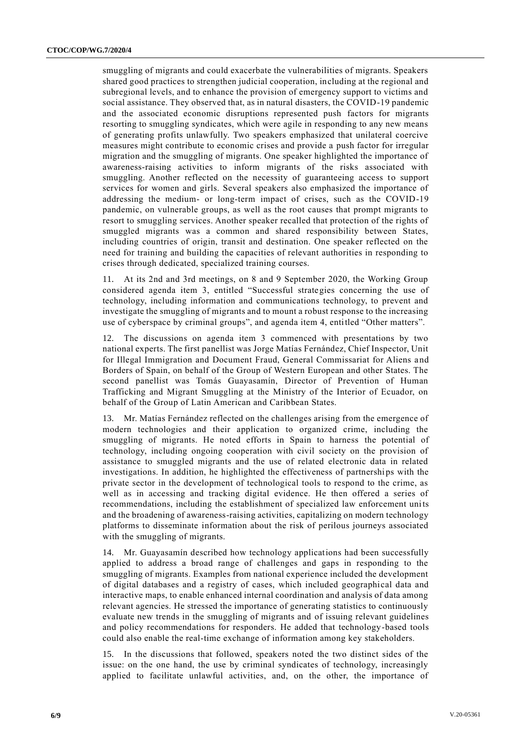smuggling of migrants and could exacerbate the vulnerabilities of migrants. Speakers shared good practices to strengthen judicial cooperation, including at the regional and subregional levels, and to enhance the provision of emergency support to victims and social assistance. They observed that, as in natural disasters, the COVID-19 pandemic and the associated economic disruptions represented push factors for migrants resorting to smuggling syndicates, which were agile in responding to any new means of generating profits unlawfully. Two speakers emphasized that unilateral coercive measures might contribute to economic crises and provide a push factor for irregular migration and the smuggling of migrants. One speaker highlighted the importance of awareness-raising activities to inform migrants of the risks associated with smuggling. Another reflected on the necessity of guaranteeing access to support services for women and girls. Several speakers also emphasized the importance of addressing the medium- or long-term impact of crises, such as the COVID-19 pandemic, on vulnerable groups, as well as the root causes that prompt migrants to resort to smuggling services. Another speaker recalled that protection of the rights of smuggled migrants was a common and shared responsibility between States, including countries of origin, transit and destination. One speaker reflected on the need for training and building the capacities of relevant authorities in responding to crises through dedicated, specialized training courses.

11. At its 2nd and 3rd meetings, on 8 and 9 September 2020, the Working Group considered agenda item 3, entitled "Successful strategies concerning the use of technology, including information and communications technology, to prevent and investigate the smuggling of migrants and to mount a robust response to the increasing use of cyberspace by criminal groups", and agenda item 4, entitled "Other matters".

12. The discussions on agenda item 3 commenced with presentations by two national experts. The first panellist was Jorge Matías Fernández, Chief Inspector, Unit for Illegal Immigration and Document Fraud, General Commissariat for Aliens and Borders of Spain, on behalf of the Group of Western European and other States. The second panellist was Tomás Guayasamín, Director of Prevention of Human Trafficking and Migrant Smuggling at the Ministry of the Interior of Ecuador, on behalf of the Group of Latin American and Caribbean States.

13. Mr. Matías Fernández reflected on the challenges arising from the emergence of modern technologies and their application to organized crime, including the smuggling of migrants. He noted efforts in Spain to harness the potential of technology, including ongoing cooperation with civil society on the provision of assistance to smuggled migrants and the use of related electronic data in related investigations. In addition, he highlighted the effectiveness of partnerships with the private sector in the development of technological tools to respond to the crime, as well as in accessing and tracking digital evidence. He then offered a series of recommendations, including the establishment of specialized law enforcement units and the broadening of awareness-raising activities, capitalizing on modern technology platforms to disseminate information about the risk of perilous journeys associated with the smuggling of migrants.

14. Mr. Guayasamín described how technology applications had been successfully applied to address a broad range of challenges and gaps in responding to the smuggling of migrants. Examples from national experience included the development of digital databases and a registry of cases, which included geographical data and interactive maps, to enable enhanced internal coordination and analysis of data among relevant agencies. He stressed the importance of generating statistics to continuously evaluate new trends in the smuggling of migrants and of issuing relevant guidelines and policy recommendations for responders. He added that technology-based tools could also enable the real-time exchange of information among key stakeholders.

15. In the discussions that followed, speakers noted the two distinct sides of the issue: on the one hand, the use by criminal syndicates of technology, increasingly applied to facilitate unlawful activities, and, on the other, the importance of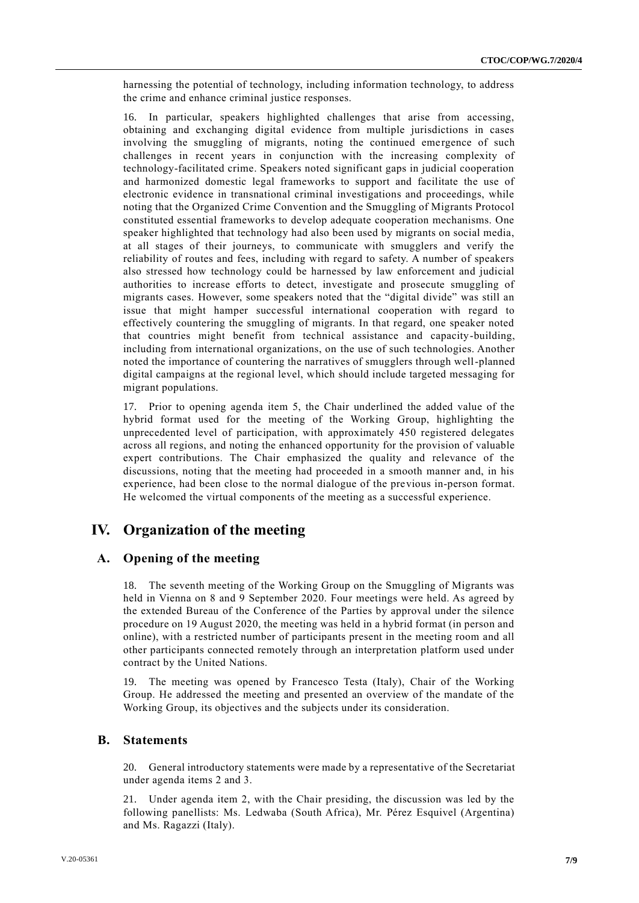harnessing the potential of technology, including information technology, to address the crime and enhance criminal justice responses.

16. In particular, speakers highlighted challenges that arise from accessing, obtaining and exchanging digital evidence from multiple jurisdictions in cases involving the smuggling of migrants, noting the continued emergence of such challenges in recent years in conjunction with the increasing complexity of technology-facilitated crime. Speakers noted significant gaps in judicial cooperation and harmonized domestic legal frameworks to support and facilitate the use of electronic evidence in transnational criminal investigations and proceedings, while noting that the Organized Crime Convention and the Smuggling of Migrants Protocol constituted essential frameworks to develop adequate cooperation mechanisms. One speaker highlighted that technology had also been used by migrants on social media, at all stages of their journeys, to communicate with smugglers and verify the reliability of routes and fees, including with regard to safety. A number of speakers also stressed how technology could be harnessed by law enforcement and judicial authorities to increase efforts to detect, investigate and prosecute smuggling of migrants cases. However, some speakers noted that the "digital divide" was still an issue that might hamper successful international cooperation with regard to effectively countering the smuggling of migrants. In that regard, one speaker noted that countries might benefit from technical assistance and capacity-building, including from international organizations, on the use of such technologies. Another noted the importance of countering the narratives of smugglers through well-planned digital campaigns at the regional level, which should include targeted messaging for migrant populations.

17. Prior to opening agenda item 5, the Chair underlined the added value of the hybrid format used for the meeting of the Working Group, highlighting the unprecedented level of participation, with approximately 450 registered delegates across all regions, and noting the enhanced opportunity for the provision of valuable expert contributions. The Chair emphasized the quality and relevance of the discussions, noting that the meeting had proceeded in a smooth manner and, in his experience, had been close to the normal dialogue of the previous in-person format. He welcomed the virtual components of the meeting as a successful experience.

# IV. Organization of the meeting

## A. Opening of the meeting

18. The seventh meeting of the Working Group on the Smuggling of Migrants was held in Vienna on 8 and 9 September 2020. Four meetings were held. As agreed by the extended Bureau of the Conference of the Parties by approval under the silence procedure on 19 August 2020, the meeting was held in a hybrid format (in person and online), with a restricted number of participants present in the meeting room and all other participants connected remotely through an interpretation platform used under contract by the United Nations.

19. The meeting was opened by Francesco Testa (Italy), Chair of the Working Group. He addressed the meeting and presented an overview of the mandate of the Working Group, its objectives and the subjects under its consideration.

## B. Statements

20. General introductory statements were made by a representative of the Secretariat under agenda items 2 and 3.

21. Under agenda item 2, with the Chair presiding, the discussion was led by the following panellists: Ms. Ledwaba (South Africa), Mr. Pérez Esquivel (Argentina) and Ms. Ragazzi (Italy).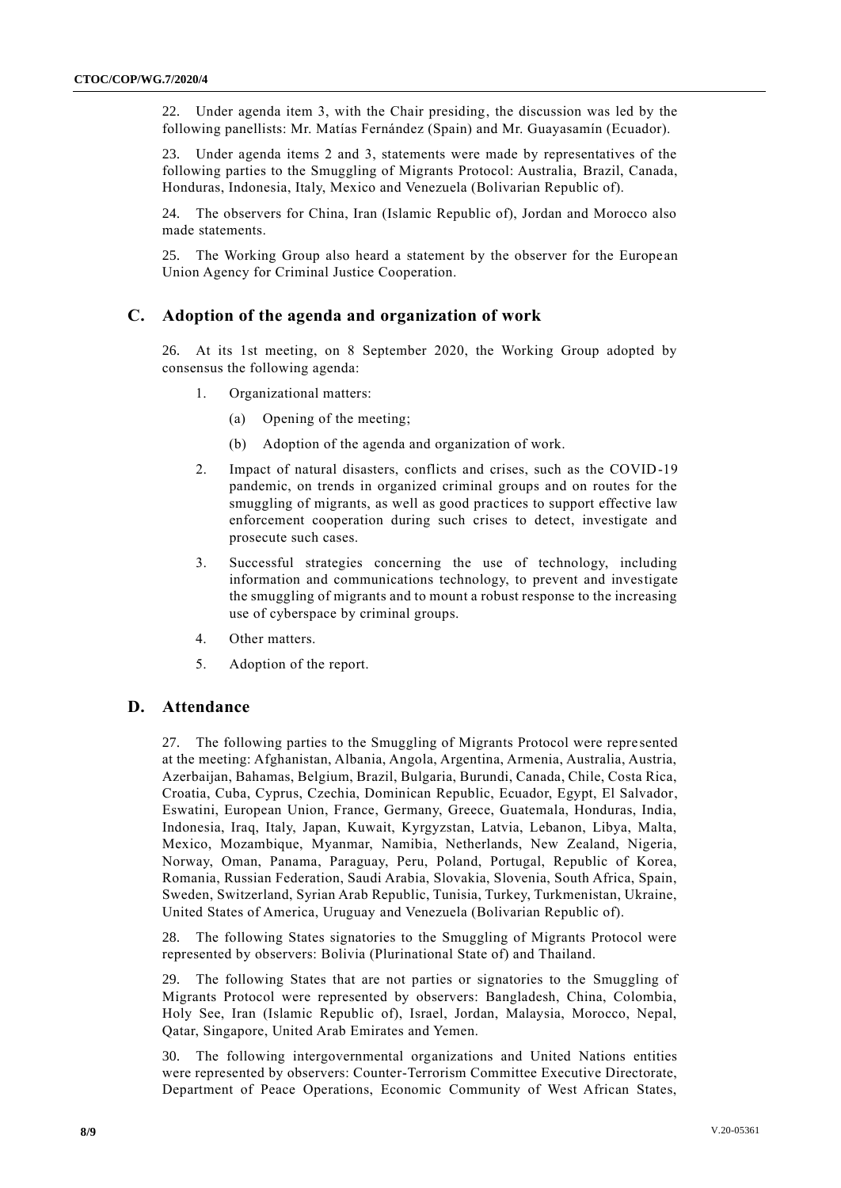22. Under agenda item 3, with the Chair presiding, the discussion was led by the following panellists: Mr. Matías Fernández (Spain) and Mr. Guayasamín (Ecuador).

23. Under agenda items 2 and 3, statements were made by representatives of the following parties to the Smuggling of Migrants Protocol: Australia, Brazil, Canada, Honduras, Indonesia, Italy, Mexico and Venezuela (Bolivarian Republic of).

24. The observers for China, Iran (Islamic Republic of), Jordan and Morocco also made statements.

25. The Working Group also heard a statement by the observer for the European Union Agency for Criminal Justice Cooperation.

## C. Adoption of the agenda and organization of work

26. At its 1st meeting, on 8 September 2020, the Working Group adopted by consensus the following agenda:

1. Organizational matters:

   (a) Opening of the meeting;

   (b) Adoption of the agenda and organization of work.

2. Impact of natural disasters, conflicts and crises, such as the COVID-19 pandemic, on trends in organized criminal groups and on routes for the smuggling of migrants, as well as good practices to support effective law enforcement cooperation during such crises to detect, investigate and prosecute such cases.

3. Successful strategies concerning the use of technology, including information and communications technology, to prevent and investigate the smuggling of migrants and to mount a robust response to the increasing use of cyberspace by criminal groups.

4. Other matters.

5. Adoption of the report.

## D. Attendance

27. The following parties to the Smuggling of Migrants Protocol were represented at the meeting: Afghanistan, Albania, Angola, Argentina, Armenia, Australia, Austria, Azerbaijan, Bahamas, Belgium, Brazil, Bulgaria, Burundi, Canada, Chile, Costa Rica, Croatia, Cuba, Cyprus, Czechia, Dominican Republic, Ecuador, Egypt, El Salvador, Eswatini, European Union, France, Germany, Greece, Guatemala, Honduras, India, Indonesia, Iraq, Italy, Japan, Kuwait, Kyrgyzstan, Latvia, Lebanon, Libya, Malta, Mexico, Mozambique, Myanmar, Namibia, Netherlands, New Zealand, Nigeria, Norway, Oman, Panama, Paraguay, Peru, Poland, Portugal, Republic of Korea, Romania, Russian Federation, Saudi Arabia, Slovakia, Slovenia, South Africa, Spain, Sweden, Switzerland, Syrian Arab Republic, Tunisia, Turkey, Turkmenistan, Ukraine, United States of America, Uruguay and Venezuela (Bolivarian Republic of).

28. The following States signatories to the Smuggling of Migrants Protocol were represented by observers: Bolivia (Plurinational State of) and Thailand.

29. The following States that are not parties or signatories to the Smuggling of Migrants Protocol were represented by observers: Bangladesh, China, Colombia, Holy See, Iran (Islamic Republic of), Israel, Jordan, Malaysia, Morocco, Nepal, Qatar, Singapore, United Arab Emirates and Yemen.

30. The following intergovernmental organizations and United Nations entities were represented by observers: Counter-Terrorism Committee Executive Directorate, Department of Peace Operations, Economic Community of West African States,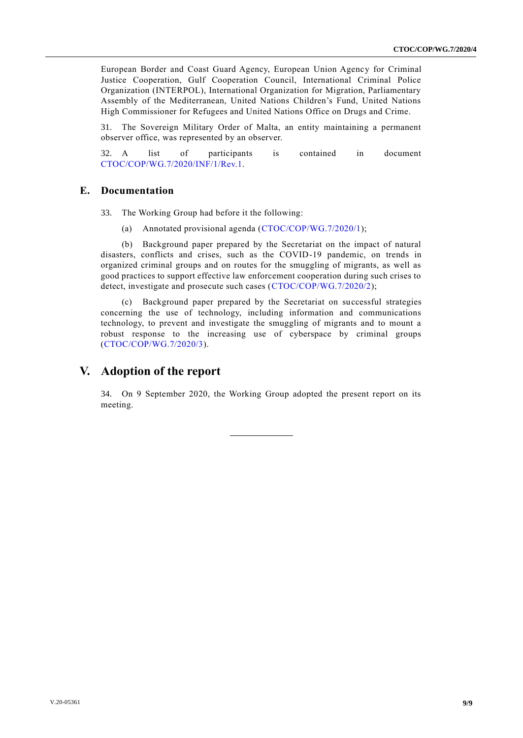European Border and Coast Guard Agency, European Union Agency for Criminal Justice Cooperation, Gulf Cooperation Council, International Criminal Police Organization (INTERPOL), International Organization for Migration, Parliamentary Assembly of the Mediterranean, United Nations Children's Fund, United Nations High Commissioner for Refugees and United Nations Office on Drugs and Crime.

31. The Sovereign Military Order of Malta, an entity maintaining a permanent observer office, was represented by an observer.

32. A list of participants is contained in document CTOC/COP/WG.7/2020/INF/1/Rev.1.

## E. Documentation

33. The Working Group had before it the following:

(a) Annotated provisional agenda (CTOC/COP/WG.7/2020/1);

(b) Background paper prepared by the Secretariat on the impact of natural disasters, conflicts and crises, such as the COVID-19 pandemic, on trends in organized criminal groups and on routes for the smuggling of migrants, as well as good practices to support effective law enforcement cooperation during such crises to detect, investigate and prosecute such cases (CTOC/COP/WG.7/2020/2);

(c) Background paper prepared by the Secretariat on successful strategies concerning the use of technology, including information and communications technology, to prevent and investigate the smuggling of migrants and to mount a robust response to the increasing use of cyberspace by criminal groups (CTOC/COP/WG.7/2020/3).

# V. Adoption of the report

34. On 9 September 2020, the Working Group adopted the present report on its meeting.